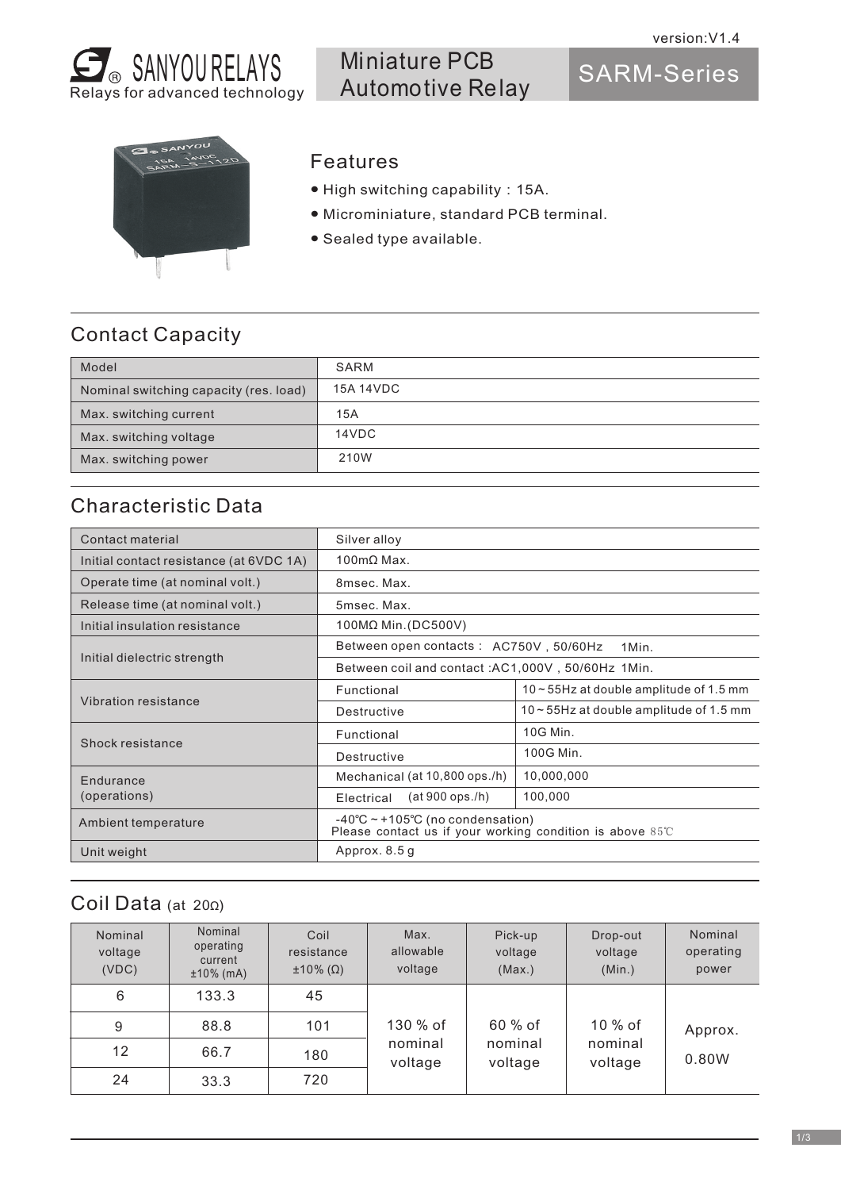version:V1.4

SANYOU RELAYS
Relays for advanced technology

# Miniature PCB Automotive Relay

# SARM-Series

## Features

- High switching capability：15A.
- Microminiature, standard PCB terminal.
- Sealed type available.

## Contact Capacity

| Model | SARM |
|---|---|
| Nominal switching capacity (res. load) | 15A 14VDC |
| Max. switching current | 15A |
| Max. switching voltage | 14VDC |
| Max. switching power | 210W |

## Characteristic Data

| | | |
|---|---|---|
| Contact material | Silver alloy | |
| Initial contact resistance (at 6VDC 1A) | 100mΩ Max. | |
| Operate time (at nominal volt.) | 8msec. Max. | |
| Release time (at nominal volt.) | 5msec. Max. | |
| Initial insulation resistance | 100MΩ Min.(DC500V) | |
| Initial dielectric strength | Between open contacts： AC750V，50/60Hz 1Min. | |
| | Between coil and contact :AC1,000V，50/60Hz 1Min. | |
| Vibration resistance | Functional | 10～55Hz at double amplitude of 1.5 mm |
| | Destructive | 10～55Hz at double amplitude of 1.5 mm |
| Shock resistance | Functional | 10G Min. |
| | Destructive | 100G Min. |
| Endurance (operations) | Mechanical (at 10,800 ops./h) | 10,000,000 |
| | Electrical (at 900 ops./h) | 100,000 |
| Ambient temperature | -40℃～+105℃ (no condensation) Please contact us if your working condition is above 85℃ | |
| Unit weight | Approx. 8.5 g | |

## Coil Data (at 20Ω)

| Nominal voltage (VDC) | Nominal operating current ±10% (mA) | Coil resistance ±10% (Ω) | Max. allowable voltage | Pick-up voltage (Max.) | Drop-out voltage (Min.) | Nominal operating power |
|---|---|---|---|---|---|---|
| 6 | 133.3 | 45 | 130 % of nominal voltage | 60 % of nominal voltage | 10 % of nominal voltage | Approx. 0.80W |
| 9 | 88.8 | 101 | | | | |
| 12 | 66.7 | 180 | | | | |
| 24 | 33.3 | 720 | | | | |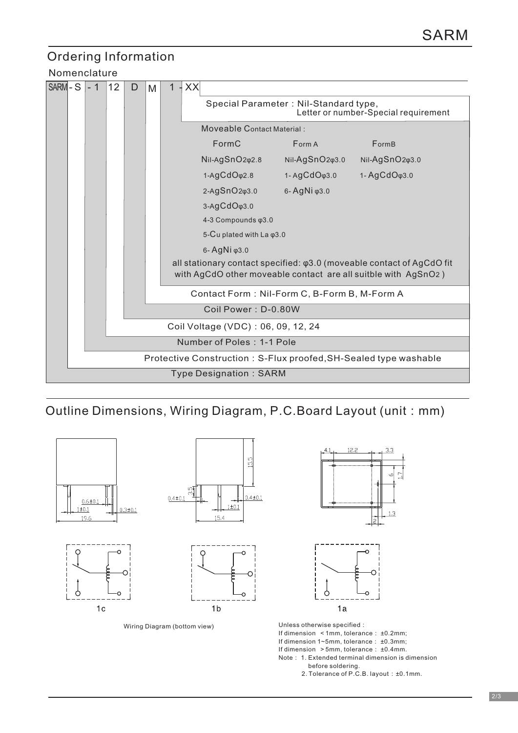## Ordering Information

### Nomenclature

SARM - S - 1 12 D M 1 - XX

- **Special Parameter**: Nil-Standard type, Letter or number-Special requirement
- **Moveable Contact Material**:

| FormC | Form A | FormB |
|---|---|---|
| Nil-AgSnO2φ2.8 | Nil-AgSnO2φ3.0 | Nil-AgSnO2φ3.0 |
| 1-AgCdOφ2.8 | 1- AgCdOφ3.0 | 1- AgCdOφ3.0 |
| 2-AgSnO2φ3.0 | 6- AgNi φ3.0 | |
| 3-AgCdOφ3.0 | | |
| 4-3 Compounds φ3.0 | | |
| 5-Cu plated with La φ3.0 | | |
| 6- AgNi φ3.0 | | |

  all stationary contact specified: φ3.0 (moveable contact of AgCdO fit with AgCdO other moveable contact are all suitble with AgSnO2 )
- **Contact Form**: Nil-Form C, B-Form B, M-Form A
- **Coil Power**: D-0.80W
- **Coil Voltage (VDC)**: 06, 09, 12, 24
- **Number of Poles**: 1-1 Pole
- **Protective Construction**: S-Flux proofed, SH-Sealed type washable
- **Type Designation**: SARM

## Outline Dimensions, Wiring Diagram, P.C.Board Layout (unit：mm)

0.6±0.1　1±0.1　0.3±0.1　19.6

15.5　3.5　0.4±0.1　0.4±0.1　1±0.1　15.4

4.1　12.2　3.3　6　1.7　1.3　2

1c　1b　1a

Wiring Diagram (bottom view)

Unless otherwise specified :
If dimension < 1mm, tolerance : ±0.2mm;
If dimension 1~5mm, tolerance : ±0.3mm;
If dimension > 5mm, tolerance : ±0.4mm.
Note : 1. Extended terminal dimension is dimension before soldering.
2. Tolerance of P.C.B. layout : ±0.1mm.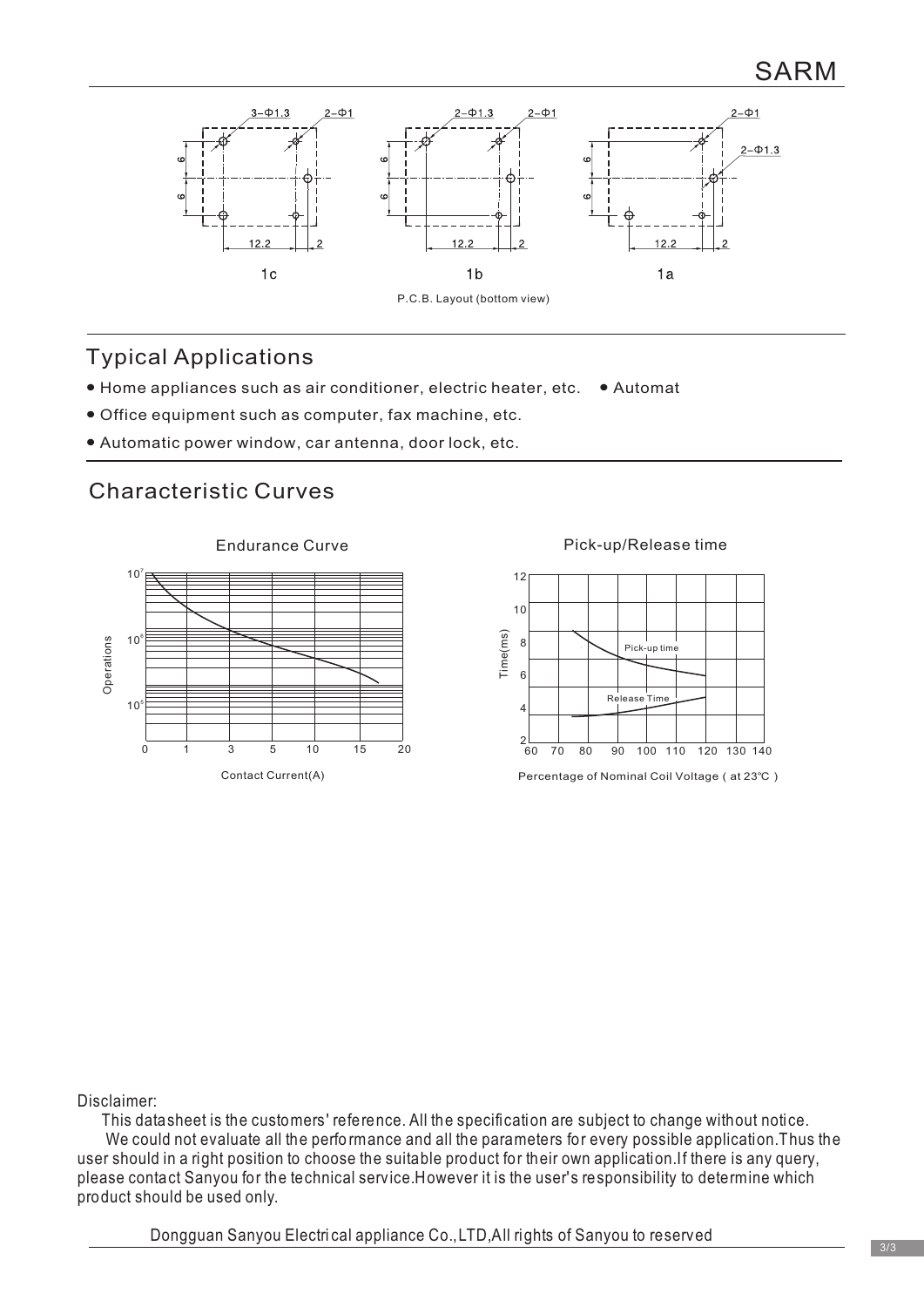3−Φ1.3 2−Φ1
6
6
12.2 2
1c

2−Φ1.3 2−Φ1
6
6
12.2 2
1b

2−Φ1
2−Φ1.3
6
6
12.2 2
1a

P.C.B. Layout (bottom view)

## Typical Applications

- Home appliances such as air conditioner, electric heater, etc.
- Automat
- Office equipment such as computer, fax machine, etc.
- Automatic power window, car antenna, door lock, etc.

## Characteristic Curves

Endurance Curve

$10^7$
$10^6$
$10^5$
Operations
0 1 3 5 10 15 20
Contact Current(A)

Pick-up/Release time

12
10
8
6
4
2
Time(ms)
Pick-up time
Release Time
60 70 80 90 100 110 120 130 140
Percentage of Nominal Coil Voltage ( at 23℃ )

Disclaimer:

This datasheet is the customers' reference. All the specification are subject to change without notice.

We could not evaluate all the performance and all the parameters for every possible application.Thus the user should in a right position to choose the suitable product for their own application.If there is any query, please contact Sanyou for the technical service.However it is the user's responsibility to determine which product should be used only.

Dongguan Sanyou Electrical appliance Co.,LTD,All rights of Sanyou to reserved